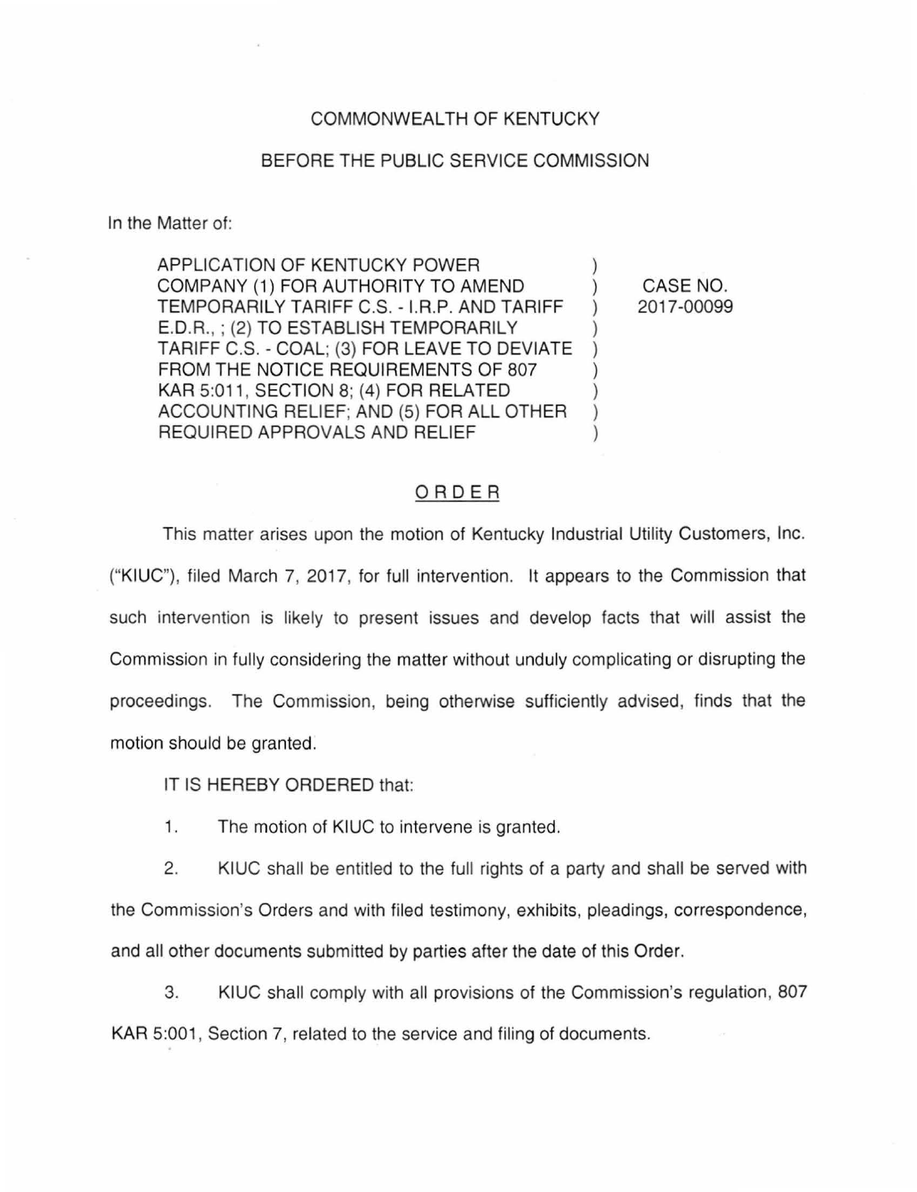COMMONWEALTH OF KENTUCKY

BEFORE THE PUBLIC SERVICE COMMISSION

In the Matter of:

| | | |
|---|---|---|
| APPLICATION OF KENTUCKY POWER COMPANY (1) FOR AUTHORITY TO AMEND TEMPORARILY TARIFF C.S. - I.R.P. AND TARIFF E.D.R., ; (2) TO ESTABLISH TEMPORARILY TARIFF C.S. - COAL; (3) FOR LEAVE TO DEVIATE FROM THE NOTICE REQUIREMENTS OF 807 KAR 5:011, SECTION 8; (4) FOR RELATED ACCOUNTING RELIEF; AND (5) FOR ALL OTHER REQUIRED APPROVALS AND RELIEF | ) | CASE NO. 2017-00099 |

## ORDER

This matter arises upon the motion of Kentucky Industrial Utility Customers, Inc. ("KIUC"), filed March 7, 2017, for full intervention. It appears to the Commission that such intervention is likely to present issues and develop facts that will assist the Commission in fully considering the matter without unduly complicating or disrupting the proceedings. The Commission, being otherwise sufficiently advised, finds that the motion should be granted.

IT IS HEREBY ORDERED that:

1. The motion of KIUC to intervene is granted.

2. KIUC shall be entitled to the full rights of a party and shall be served with the Commission's Orders and with filed testimony, exhibits, pleadings, correspondence, and all other documents submitted by parties after the date of this Order.

3. KIUC shall comply with all provisions of the Commission's regulation, 807 KAR 5:001, Section 7, related to the service and filing of documents.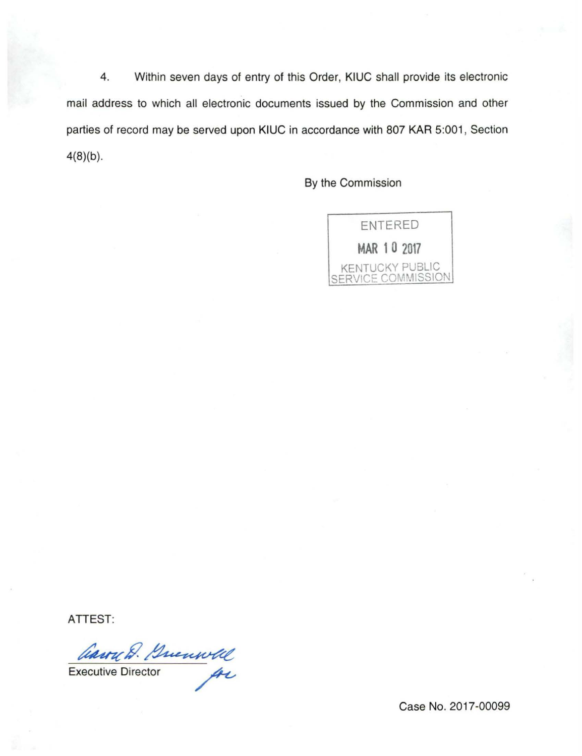4. Within seven days of entry of this Order, KIUC shall provide its electronic mail address to which all electronic documents issued by the Commission and other parties of record may be served upon KIUC in accordance with 807 KAR 5:001, Section 4(8)(b).

By the Commission

ENTERED
MAR 10 2017
KENTUCKY PUBLIC SERVICE COMMISSION

ATTEST:

Executive Director

Case No. 2017-00099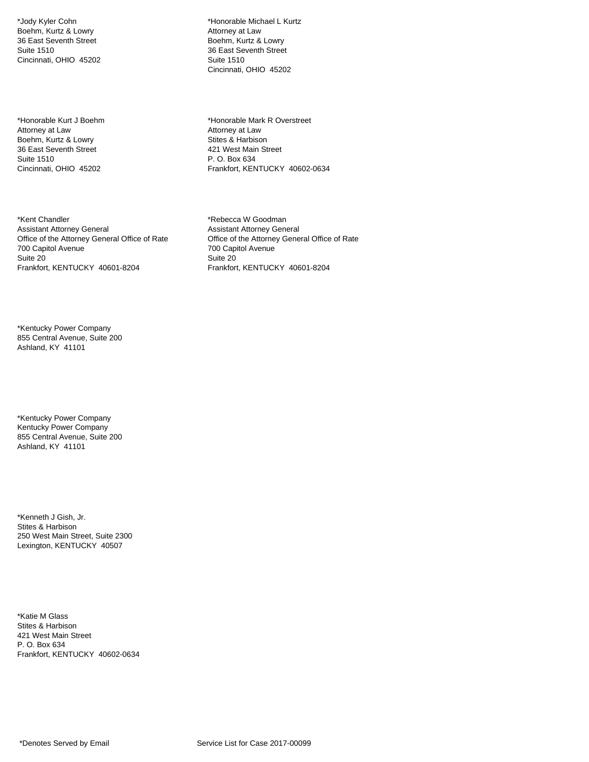*Jody Kyler Cohn
Boehm, Kurtz & Lowry
36 East Seventh Street
Suite 1510
Cincinnati, OHIO  45202

*Honorable Michael L Kurtz
Attorney at Law
Boehm, Kurtz & Lowry
36 East Seventh Street
Suite 1510
Cincinnati, OHIO  45202

*Honorable Kurt J Boehm
Attorney at Law
Boehm, Kurtz & Lowry
36 East Seventh Street
Suite 1510
Cincinnati, OHIO  45202

*Honorable Mark R Overstreet
Attorney at Law
Stites & Harbison
421 West Main Street
P. O. Box 634
Frankfort, KENTUCKY  40602-0634

*Kent Chandler
Assistant Attorney General
Office of the Attorney General Office of Rate
700 Capitol Avenue
Suite 20
Frankfort, KENTUCKY  40601-8204

*Rebecca W Goodman
Assistant Attorney General
Office of the Attorney General Office of Rate
700 Capitol Avenue
Suite 20
Frankfort, KENTUCKY  40601-8204

*Kentucky Power Company
855 Central Avenue, Suite 200
Ashland, KY  41101

*Kentucky Power Company
Kentucky Power Company
855 Central Avenue, Suite 200
Ashland, KY  41101

*Kenneth J Gish, Jr.
Stites & Harbison
250 West Main Street, Suite 2300
Lexington, KENTUCKY  40507

*Katie M Glass
Stites & Harbison
421 West Main Street
P. O. Box 634
Frankfort, KENTUCKY  40602-0634

*Denotes Served by Email

Service List for Case 2017-00099